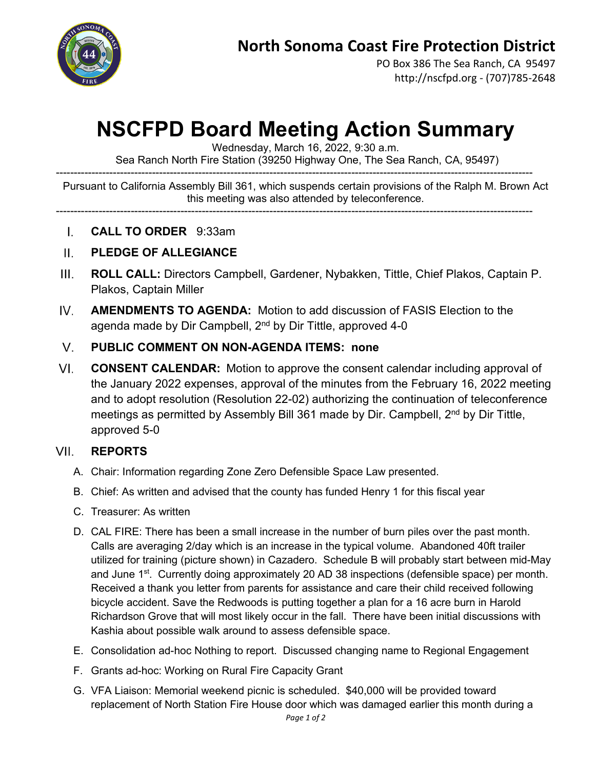# North Sonoma Coast Fire Protection District

PO Box 386 The Sea Ranch, CA 95497
http://nscfpd.org - (707)785-2648

# NSCFPD Board Meeting Action Summary

Wednesday, March 16, 2022, 9:30 a.m.
Sea Ranch North Fire Station (39250 Highway One, The Sea Ranch, CA, 95497)

---

Pursuant to California Assembly Bill 361, which suspends certain provisions of the Ralph M. Brown Act this meeting was also attended by teleconference.

---

I. **CALL TO ORDER** 9:33am

II. **PLEDGE OF ALLEGIANCE**

III. **ROLL CALL:** Directors Campbell, Gardener, Nybakken, Tittle, Chief Plakos, Captain P. Plakos, Captain Miller

IV. **AMENDMENTS TO AGENDA:** Motion to add discussion of FASIS Election to the agenda made by Dir Campbell, 2nd by Dir Tittle, approved 4-0

V. **PUBLIC COMMENT ON NON-AGENDA ITEMS: none**

VI. **CONSENT CALENDAR:** Motion to approve the consent calendar including approval of the January 2022 expenses, approval of the minutes from the February 16, 2022 meeting and to adopt resolution (Resolution 22-02) authorizing the continuation of teleconference meetings as permitted by Assembly Bill 361 made by Dir. Campbell, 2nd by Dir Tittle, approved 5-0

VII. **REPORTS**

A. Chair: Information regarding Zone Zero Defensible Space Law presented.

B. Chief: As written and advised that the county has funded Henry 1 for this fiscal year

C. Treasurer: As written

D. CAL FIRE: There has been a small increase in the number of burn piles over the past month. Calls are averaging 2/day which is an increase in the typical volume. Abandoned 40ft trailer utilized for training (picture shown) in Cazadero. Schedule B will probably start between mid-May and June 1st. Currently doing approximately 20 AD 38 inspections (defensible space) per month. Received a thank you letter from parents for assistance and care their child received following bicycle accident. Save the Redwoods is putting together a plan for a 16 acre burn in Harold Richardson Grove that will most likely occur in the fall. There have been initial discussions with Kashia about possible walk around to assess defensible space.

E. Consolidation ad-hoc Nothing to report. Discussed changing name to Regional Engagement

F. Grants ad-hoc: Working on Rural Fire Capacity Grant

G. VFA Liaison: Memorial weekend picnic is scheduled. $40,000 will be provided toward replacement of North Station Fire House door which was damaged earlier this month during a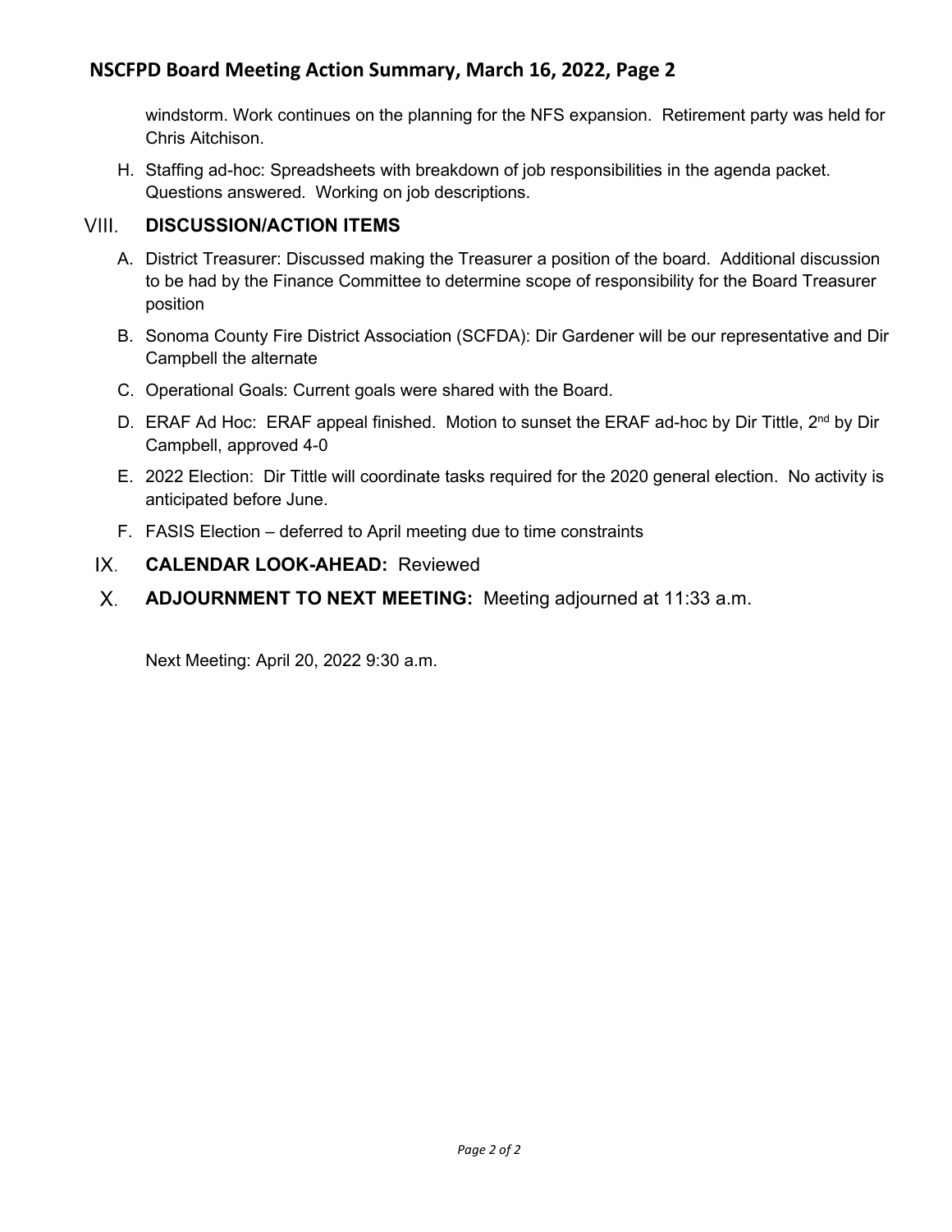windstorm. Work continues on the planning for the NFS expansion. Retirement party was held for Chris Aitchison.

H. Staffing ad-hoc: Spreadsheets with breakdown of job responsibilities in the agenda packet. Questions answered. Working on job descriptions.

## VIII. DISCUSSION/ACTION ITEMS

A. District Treasurer: Discussed making the Treasurer a position of the board. Additional discussion to be had by the Finance Committee to determine scope of responsibility for the Board Treasurer position

B. Sonoma County Fire District Association (SCFDA): Dir Gardener will be our representative and Dir Campbell the alternate

C. Operational Goals: Current goals were shared with the Board.

D. ERAF Ad Hoc: ERAF appeal finished. Motion to sunset the ERAF ad-hoc by Dir Tittle, 2nd by Dir Campbell, approved 4-0

E. 2022 Election: Dir Tittle will coordinate tasks required for the 2020 general election. No activity is anticipated before June.

F. FASIS Election – deferred to April meeting due to time constraints

## IX. CALENDAR LOOK-AHEAD: Reviewed

## X. ADJOURNMENT TO NEXT MEETING: Meeting adjourned at 11:33 a.m.

Next Meeting: April 20, 2022 9:30 a.m.